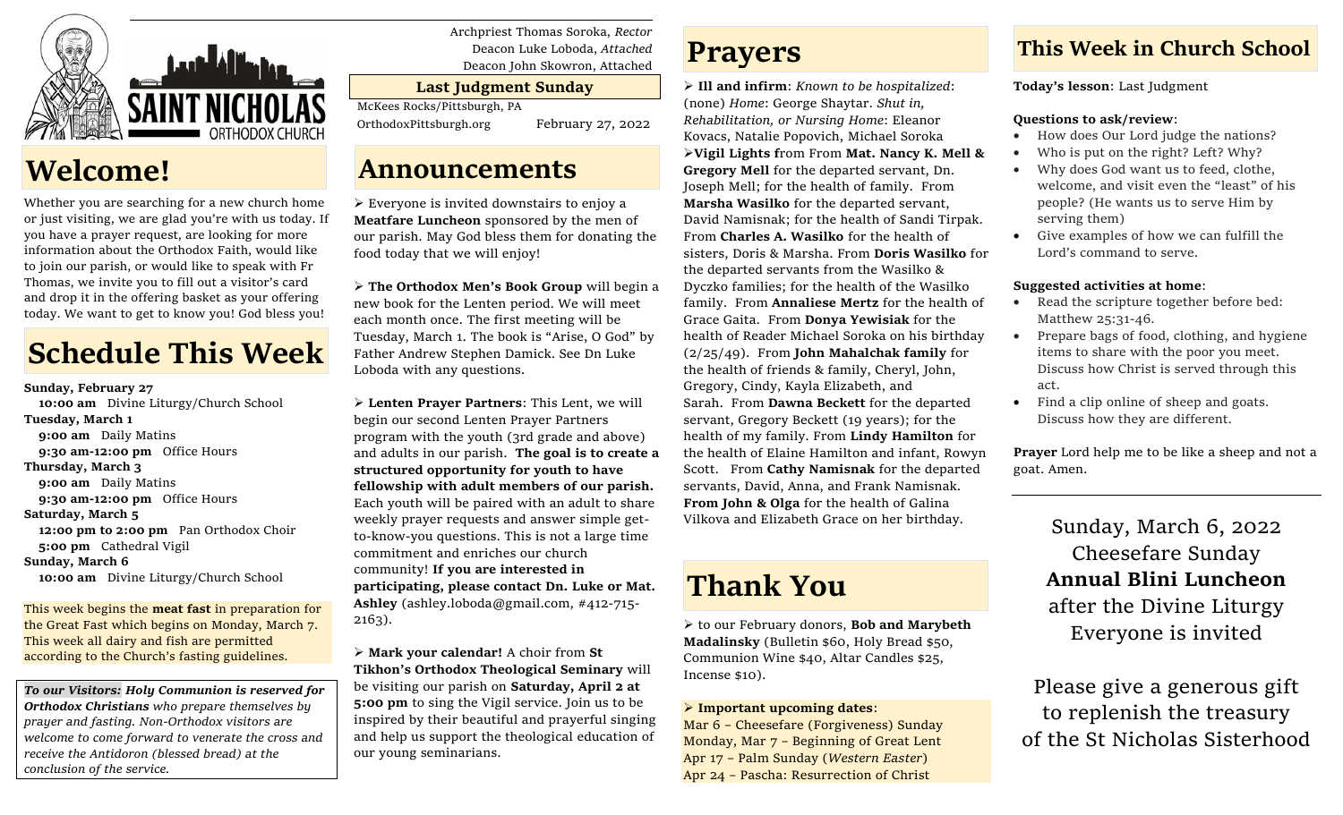SAINT NICHOLAS ORTHODOX CHURCH

Archpriest Thomas Soroka, *Rector*
Deacon Luke Loboda, *Attached*
Deacon John Skowron, Attached

**Last Judgment Sunday**

McKees Rocks/Pittsburgh, PA
OrthodoxPittsburgh.org February 27, 2022

# Welcome!

Whether you are searching for a new church home or just visiting, we are glad you're with us today. If you have a prayer request, are looking for more information about the Orthodox Faith, would like to join our parish, or would like to speak with Fr Thomas, we invite you to fill out a visitor's card and drop it in the offering basket as your offering today. We want to get to know you! God bless you!

# Schedule This Week

**Sunday, February 27**
**10:00 am** Divine Liturgy/Church School
**Tuesday, March 1**
**9:00 am** Daily Matins
**9:30 am-12:00 pm** Office Hours
**Thursday, March 3**
**9:00 am** Daily Matins
**9:30 am-12:00 pm** Office Hours
**Saturday, March 5**
**12:00 pm to 2:00 pm** Pan Orthodox Choir
**5:00 pm** Cathedral Vigil
**Sunday, March 6**
**10:00 am** Divine Liturgy/Church School

This week begins the **meat fast** in preparation for the Great Fast which begins on Monday, March 7. This week all dairy and fish are permitted according to the Church's fasting guidelines.

***To our Visitors:*** ***Holy Communion is reserved for Orthodox Christians*** *who prepare themselves by prayer and fasting. Non-Orthodox visitors are welcome to come forward to venerate the cross and receive the Antidoron (blessed bread) at the conclusion of the service.*

# Announcements

➢ Everyone is invited downstairs to enjoy a **Meatfare Luncheon** sponsored by the men of our parish. May God bless them for donating the food today that we will enjoy!

➢ **The Orthodox Men's Book Group** will begin a new book for the Lenten period. We will meet each month once. The first meeting will be Tuesday, March 1. The book is "Arise, O God" by Father Andrew Stephen Damick. See Dn Luke Loboda with any questions.

➢ **Lenten Prayer Partners**: This Lent, we will begin our second Lenten Prayer Partners program with the youth (3rd grade and above) and adults in our parish. **The goal is to create a structured opportunity for youth to have fellowship with adult members of our parish.** Each youth will be paired with an adult to share weekly prayer requests and answer simple get-to-know-you questions. This is not a large time commitment and enriches our church community! **If you are interested in participating, please contact Dn. Luke or Mat. Ashley** (ashley.loboda@gmail.com, #412-715-2163).

➢ **Mark your calendar!** A choir from **St Tikhon's Orthodox Theological Seminary** will be visiting our parish on **Saturday, April 2 at 5:00 pm** to sing the Vigil service. Join us to be inspired by their beautiful and prayerful singing and help us support the theological education of our young seminarians.

# Prayers

➢ **Ill and infirm**: *Known to be hospitalized*: (none) *Home*: George Shaytar. *Shut in, Rehabilitation, or Nursing Home*: Eleanor Kovacs, Natalie Popovich, Michael Soroka
➢**Vigil Lights f**rom From **Mat. Nancy K. Mell & Gregory Mell** for the departed servant, Dn. Joseph Mell; for the health of family. From **Marsha Wasilko** for the departed servant, David Namisnak; for the health of Sandi Tirpak. From **Charles A. Wasilko** for the health of sisters, Doris & Marsha. From **Doris Wasilko** for the departed servants from the Wasilko & Dyczko families; for the health of the Wasilko family. From **Annaliese Mertz** for the health of Grace Gaita. From **Donya Yewisiak** for the health of Reader Michael Soroka on his birthday (2/25/49). From **John Mahalchak family** for the health of friends & family, Cheryl, John, Gregory, Cindy, Kayla Elizabeth, and Sarah. From **Dawna Beckett** for the departed servant, Gregory Beckett (19 years); for the health of my family. From **Lindy Hamilton** for the health of Elaine Hamilton and infant, Rowyn Scott. From **Cathy Namisnak** for the departed servants, David, Anna, and Frank Namisnak. **From John & Olga** for the health of Galina Vilkova and Elizabeth Grace on her birthday.

# Thank You

➢ to our February donors, **Bob and Marybeth Madalinsky** (Bulletin $60, Holy Bread $50, Communion Wine $40, Altar Candles $25, Incense $10).

➢ **Important upcoming dates**:
Mar 6 – Cheesefare (Forgiveness) Sunday
Monday, Mar 7 – Beginning of Great Lent
Apr 17 – Palm Sunday (*Western Easter*)
Apr 24 – Pascha: Resurrection of Christ

# This Week in Church School

**Today's lesson**: Last Judgment

**Questions to ask/review**:
- How does Our Lord judge the nations?
- Who is put on the right? Left? Why?
- Why does God want us to feed, clothe, welcome, and visit even the "least" of his people? (He wants us to serve Him by serving them)
- Give examples of how we can fulfill the Lord's command to serve.

**Suggested activities at home**:
- Read the scripture together before bed: Matthew 25:31-46.
- Prepare bags of food, clothing, and hygiene items to share with the poor you meet. Discuss how Christ is served through this act.
- Find a clip online of sheep and goats. Discuss how they are different.

**Prayer** Lord help me to be like a sheep and not a goat. Amen.

Sunday, March 6, 2022
Cheesefare Sunday
**Annual Blini Luncheon**
after the Divine Liturgy
Everyone is invited

Please give a generous gift
to replenish the treasury
of the St Nicholas Sisterhood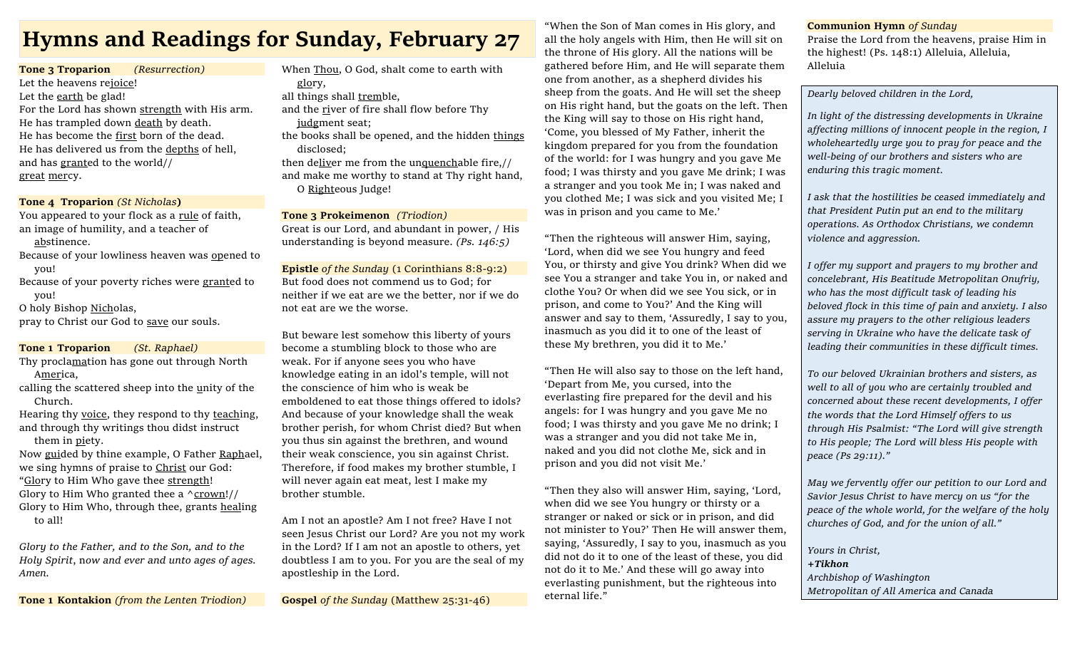# Hymns and Readings for Sunday, February 27

**Tone 3 Troparion** *(Resurrection)*

Let the heavens rejoice!
Let the earth be glad!
For the Lord has shown strength with His arm.
He has trampled down death by death.
He has become the first born of the dead.
He has delivered us from the depths of hell,
and has granted to the world//
great mercy.

**Tone 4 Troparion** *(St Nicholas)*

You appeared to your flock as a rule of faith,
an image of humility, and a teacher of abstinence.
Because of your lowliness heaven was opened to you!
Because of your poverty riches were granted to you!
O holy Bishop Nicholas,
pray to Christ our God to save our souls.

**Tone 1 Troparion** *(St. Raphael)*

Thy proclamation has gone out through North America,
calling the scattered sheep into the unity of the Church.
Hearing thy voice, they respond to thy teaching,
and through thy writings thou didst instruct them in piety.
Now guided by thine example, O Father Raphael,
we sing hymns of praise to Christ our God:
"Glory to Him Who gave thee strength!
Glory to Him Who granted thee a ^crown!//
Glory to Him Who, through thee, grants healing to all!

*Glory to the Father, and to the Son, and to the Holy Spirit*, *now and ever and unto ages of ages. Amen.*

**Tone 1 Kontakion** *(from the Lenten Triodion)*

When Thou, O God, shalt come to earth with glory,
all things shall tremble,
and the river of fire shall flow before Thy judgment seat;
the books shall be opened, and the hidden things disclosed;
then deliver me from the unquenchable fire,//
and make me worthy to stand at Thy right hand, O Righteous Judge!

**Tone 3 Prokeimenon** *(Triodion)*

Great is our Lord, and abundant in power, / His understanding is beyond measure. *(Ps. 146:5)*

**Epistle** *of the Sunday* (1 Corinthians 8:8-9:2)

But food does not commend us to God; for neither if we eat are we the better, nor if we do not eat are we the worse.

But beware lest somehow this liberty of yours become a stumbling block to those who are weak. For if anyone sees you who have knowledge eating in an idol's temple, will not the conscience of him who is weak be emboldened to eat those things offered to idols? And because of your knowledge shall the weak brother perish, for whom Christ died? But when you thus sin against the brethren, and wound their weak conscience, you sin against Christ. Therefore, if food makes my brother stumble, I will never again eat meat, lest I make my brother stumble.

Am I not an apostle? Am I not free? Have I not seen Jesus Christ our Lord? Are you not my work in the Lord? If I am not an apostle to others, yet doubtless I am to you. For you are the seal of my apostleship in the Lord.

**Gospel** *of the Sunday* (Matthew 25:31-46)

"When the Son of Man comes in His glory, and all the holy angels with Him, then He will sit on the throne of His glory. All the nations will be gathered before Him, and He will separate them one from another, as a shepherd divides his sheep from the goats. And He will set the sheep on His right hand, but the goats on the left. Then the King will say to those on His right hand, 'Come, you blessed of My Father, inherit the kingdom prepared for you from the foundation of the world: for I was hungry and you gave Me food; I was thirsty and you gave Me drink; I was a stranger and you took Me in; I was naked and you clothed Me; I was sick and you visited Me; I was in prison and you came to Me.'

"Then the righteous will answer Him, saying, 'Lord, when did we see You hungry and feed You, or thirsty and give You drink? When did we see You a stranger and take You in, or naked and clothe You? Or when did we see You sick, or in prison, and come to You?' And the King will answer and say to them, 'Assuredly, I say to you, inasmuch as you did it to one of the least of these My brethren, you did it to Me.'

"Then He will also say to those on the left hand, 'Depart from Me, you cursed, into the everlasting fire prepared for the devil and his angels: for I was hungry and you gave Me no food; I was thirsty and you gave Me no drink; I was a stranger and you did not take Me in, naked and you did not clothe Me, sick and in prison and you did not visit Me.'

"Then they also will answer Him, saying, 'Lord, when did we see You hungry or thirsty or a stranger or naked or sick or in prison, and did not minister to You?' Then He will answer them, saying, 'Assuredly, I say to you, inasmuch as you did not do it to one of the least of these, you did not do it to Me.' And these will go away into everlasting punishment, but the righteous into eternal life."

**Communion Hymn** *of Sunday*

Praise the Lord from the heavens, praise Him in the highest! (Ps. 148:1) Alleluia, Alleluia, Alleluia

*Dearly beloved children in the Lord,*

*In light of the distressing developments in Ukraine affecting millions of innocent people in the region, I wholeheartedly urge you to pray for peace and the well-being of our brothers and sisters who are enduring this tragic moment.*

*I ask that the hostilities be ceased immediately and that President Putin put an end to the military operations. As Orthodox Christians, we condemn violence and aggression.*

*I offer my support and prayers to my brother and concelebrant, His Beatitude Metropolitan Onufriy, who has the most difficult task of leading his beloved flock in this time of pain and anxiety. I also assure my prayers to the other religious leaders serving in Ukraine who have the delicate task of leading their communities in these difficult times.*

*To our beloved Ukrainian brothers and sisters, as well to all of you who are certainly troubled and concerned about these recent developments, I offer the words that the Lord Himself offers to us through His Psalmist: "The Lord will give strength to His people; The Lord will bless His people with peace (Ps 29:11)."*

*May we fervently offer our petition to our Lord and Savior Jesus Christ to have mercy on us "for the peace of the whole world, for the welfare of the holy churches of God, and for the union of all."*

*Yours in Christ,*
***+Tikhon***
*Archbishop of Washington*
*Metropolitan of All America and Canada*